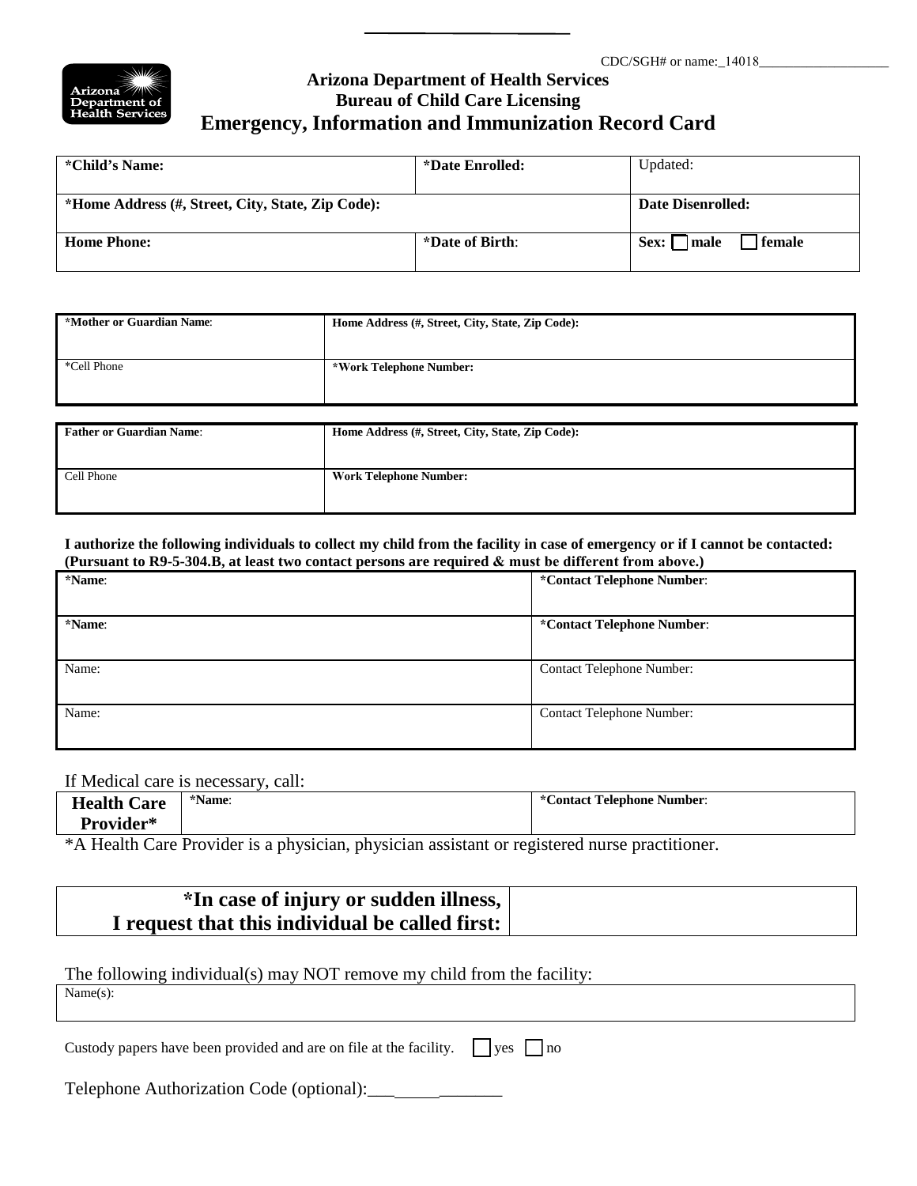CDC/SGH# or name:_14018____________________

**Arizona Department of Health Services**
**Bureau of Child Care Licensing**

# Emergency, Information and Immunization Record Card

| **\*Child's Name:** | **\*Date Enrolled:** | Updated: |
|---|---|---|
| **\*Home Address (#, Street, City, State, Zip Code):** | | **Date Disenrolled:** |
| **Home Phone:** | **\*Date of Birth:** | **Sex:** ☐ **male** ☐ **female** |

| **\*Mother or Guardian Name:** | **Home Address (#, Street, City, State, Zip Code):** |
|---|---|
| \*Cell Phone | **\*Work Telephone Number:** |

| **Father or Guardian Name:** | **Home Address (#, Street, City, State, Zip Code):** |
|---|---|
| Cell Phone | **Work Telephone Number:** |

**I authorize the following individuals to collect my child from the facility in case of emergency or if I cannot be contacted: (Pursuant to R9-5-304.B, at least two contact persons are required & must be different from above.)**

| **\*Name:** | **\*Contact Telephone Number:** |
|---|---|
| **\*Name:** | **\*Contact Telephone Number:** |
| Name: | Contact Telephone Number: |
| Name: | Contact Telephone Number: |

If Medical care is necessary, call:

| **Health Care Provider\*** | **\*Name:** | **\*Contact Telephone Number:** |
|---|---|---|

\*A Health Care Provider is a physician, physician assistant or registered nurse practitioner.

| **\*In case of injury or sudden illness, I request that this individual be called first:** | |
|---|---|

The following individual(s) may NOT remove my child from the facility:

| Name(s): |
|---|

Custody papers have been provided and are on file at the facility. ☐ yes ☐ no

Telephone Authorization Code (optional):_______________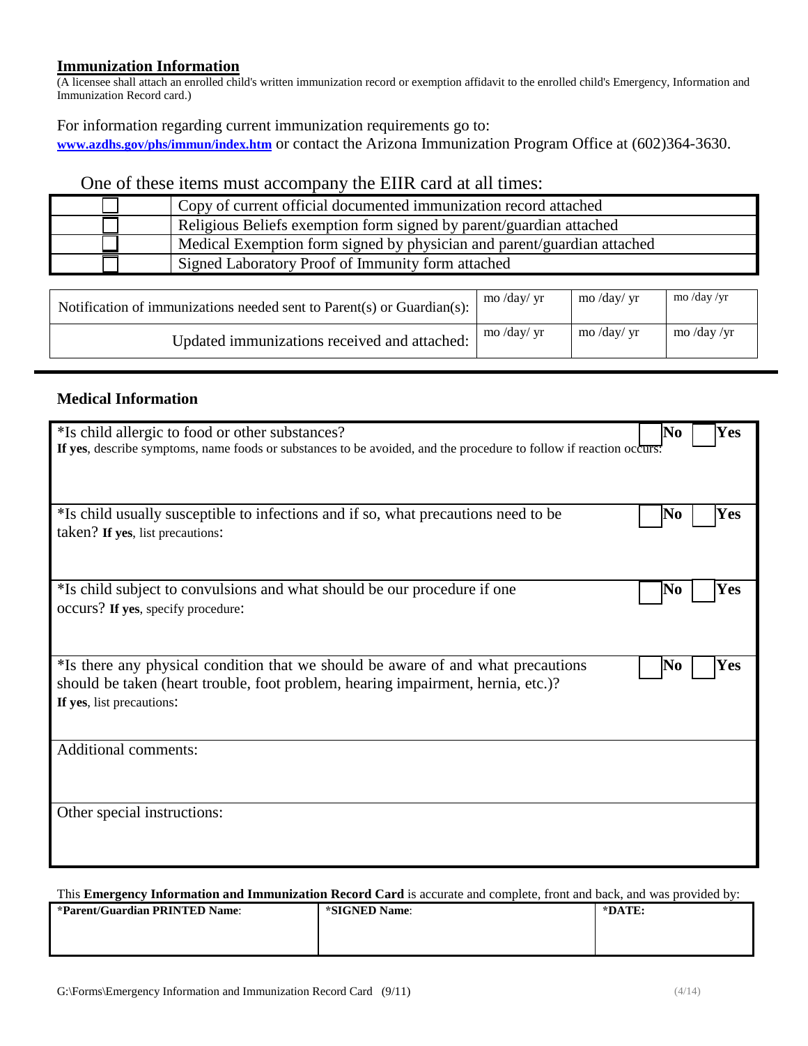## Immunization Information

(A licensee shall attach an enrolled child's written immunization record or exemption affidavit to the enrolled child's Emergency, Information and Immunization Record card.)

For information regarding current immunization requirements go to:
**www.azdhs.gov/phs/immun/index.htm** or contact the Arizona Immunization Program Office at (602)364-3630.

One of these items must accompany the EIIR card at all times:

| | |
|---|---|
| ☐ | Copy of current official documented immunization record attached |
| ☐ | Religious Beliefs exemption form signed by parent/guardian attached |
| ☐ | Medical Exemption form signed by physician and parent/guardian attached |
| ☐ | Signed Laboratory Proof of Immunity form attached |

| | | | |
|---|---|---|---|
| Notification of immunizations needed sent to Parent(s) or Guardian(s): | mo /day/ yr | mo /day/ yr | mo /day /yr |
| Updated immunizations received and attached: | mo /day/ yr | mo /day/ yr | mo /day /yr |

### Medical Information

*Is child allergic to food or other substances? ☐ **No** ☐ **Yes**
**If yes**, describe symptoms, name foods or substances to be avoided, and the procedure to follow if reaction occurs:

*Is child usually susceptible to infections and if so, what precautions need to be taken? ☐ **No** ☐ **Yes**
**If yes**, list precautions:

*Is child subject to convulsions and what should be our procedure if one occurs? ☐ **No** ☐ **Yes**
**If yes**, specify procedure:

*Is there any physical condition that we should be aware of and what precautions should be taken (heart trouble, foot problem, hearing impairment, hernia, etc.)? ☐ **No** ☐ **Yes**
**If yes**, list precautions:

Additional comments:

Other special instructions:

This **Emergency Information and Immunization Record Card** is accurate and complete, front and back, and was provided by:

| **\*Parent/Guardian PRINTED Name**: | **\*SIGNED Name**: | **\*DATE:** |
|---|---|---|
| | | |

G:\Forms\Emergency Information and Immunization Record Card (9/11) (4/14)